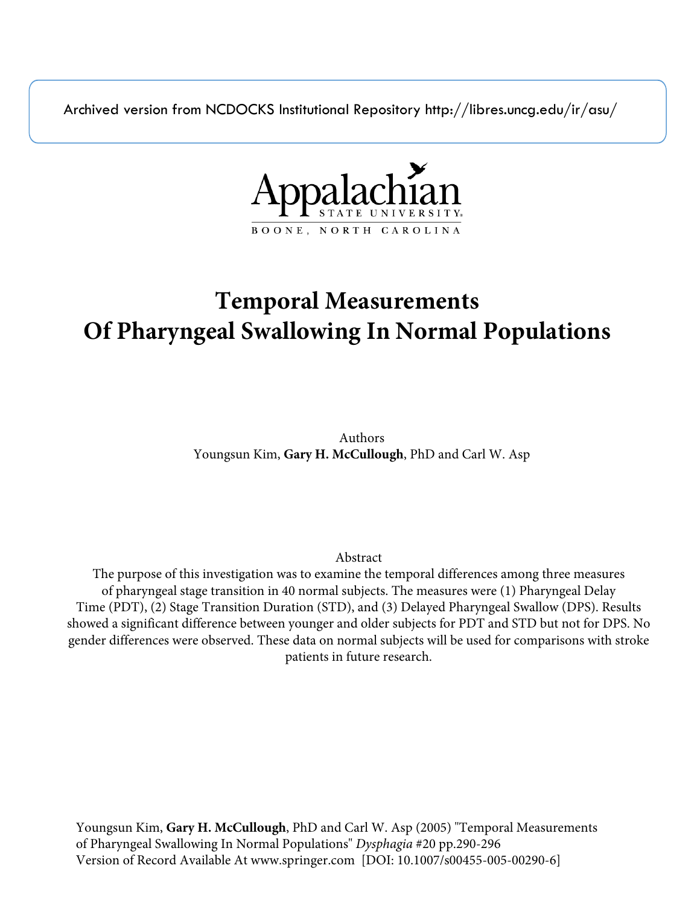Archived version from NCDOCKS Institutional Repository http://libres.uncg.edu/ir/asu/

Appalachian State University
BOONE, NORTH CAROLINA

# Temporal Measurements Of Pharyngeal Swallowing In Normal Populations

Authors
Youngsun Kim, **Gary H. McCullough**, PhD and Carl W. Asp

Abstract
The purpose of this investigation was to examine the temporal differences among three measures of pharyngeal stage transition in 40 normal subjects. The measures were (1) Pharyngeal Delay Time (PDT), (2) Stage Transition Duration (STD), and (3) Delayed Pharyngeal Swallow (DPS). Results showed a significant difference between younger and older subjects for PDT and STD but not for DPS. No gender differences were observed. These data on normal subjects will be used for comparisons with stroke patients in future research.

Youngsun Kim, **Gary H. McCullough**, PhD and Carl W. Asp (2005) "Temporal Measurements of Pharyngeal Swallowing In Normal Populations" *Dysphagia* #20 pp.290-296
Version of Record Available At www.springer.com [DOI: 10.1007/s00455-005-00290-6]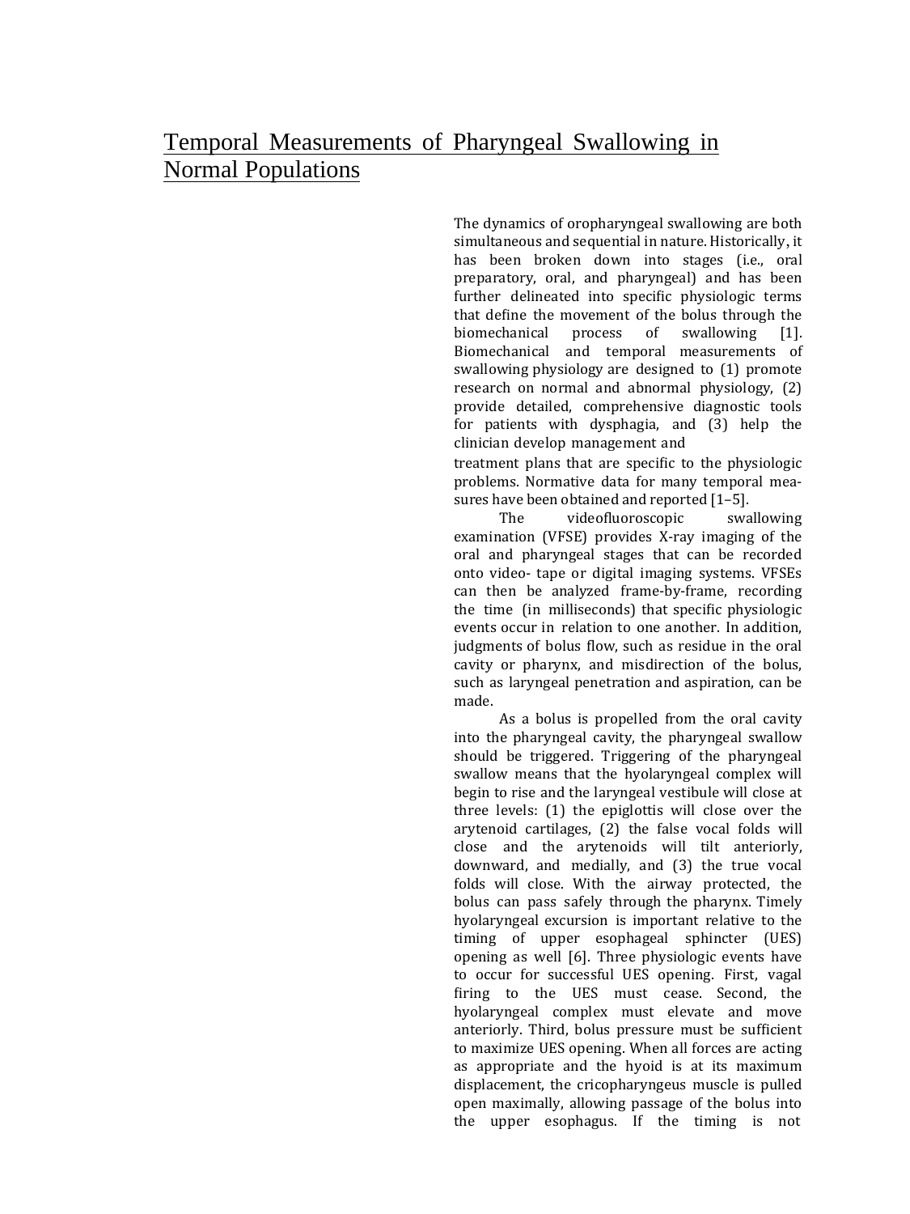# Temporal Measurements of Pharyngeal Swallowing in Normal Populations

The dynamics of oropharyngeal swallowing are both simultaneous and sequential in nature. Historically, it has been broken down into stages (i.e., oral preparatory, oral, and pharyngeal) and has been further delineated into specific physiologic terms that define the movement of the bolus through the biomechanical process of swallowing [1]. Biomechanical and temporal measurements of swallowing physiology are designed to (1) promote research on normal and abnormal physiology, (2) provide detailed, comprehensive diagnostic tools for patients with dysphagia, and (3) help the clinician develop management and treatment plans that are specific to the physiologic problems. Normative data for many temporal measures have been obtained and reported [1–5].

The videofluoroscopic swallowing examination (VFSE) provides X-ray imaging of the oral and pharyngeal stages that can be recorded onto video- tape or digital imaging systems. VFSEs can then be analyzed frame-by-frame, recording the time (in milliseconds) that specific physiologic events occur in relation to one another. In addition, judgments of bolus flow, such as residue in the oral cavity or pharynx, and misdirection of the bolus, such as laryngeal penetration and aspiration, can be made.

As a bolus is propelled from the oral cavity into the pharyngeal cavity, the pharyngeal swallow should be triggered. Triggering of the pharyngeal swallow means that the hyolaryngeal complex will begin to rise and the laryngeal vestibule will close at three levels: (1) the epiglottis will close over the arytenoid cartilages, (2) the false vocal folds will close and the arytenoids will tilt anteriorly, downward, and medially, and (3) the true vocal folds will close. With the airway protected, the bolus can pass safely through the pharynx. Timely hyolaryngeal excursion is important relative to the timing of upper esophageal sphincter (UES) opening as well [6]. Three physiologic events have to occur for successful UES opening. First, vagal firing to the UES must cease. Second, the hyolaryngeal complex must elevate and move anteriorly. Third, bolus pressure must be sufficient to maximize UES opening. When all forces are acting as appropriate and the hyoid is at its maximum displacement, the cricopharyngeus muscle is pulled open maximally, allowing passage of the bolus into the upper esophagus. If the timing is not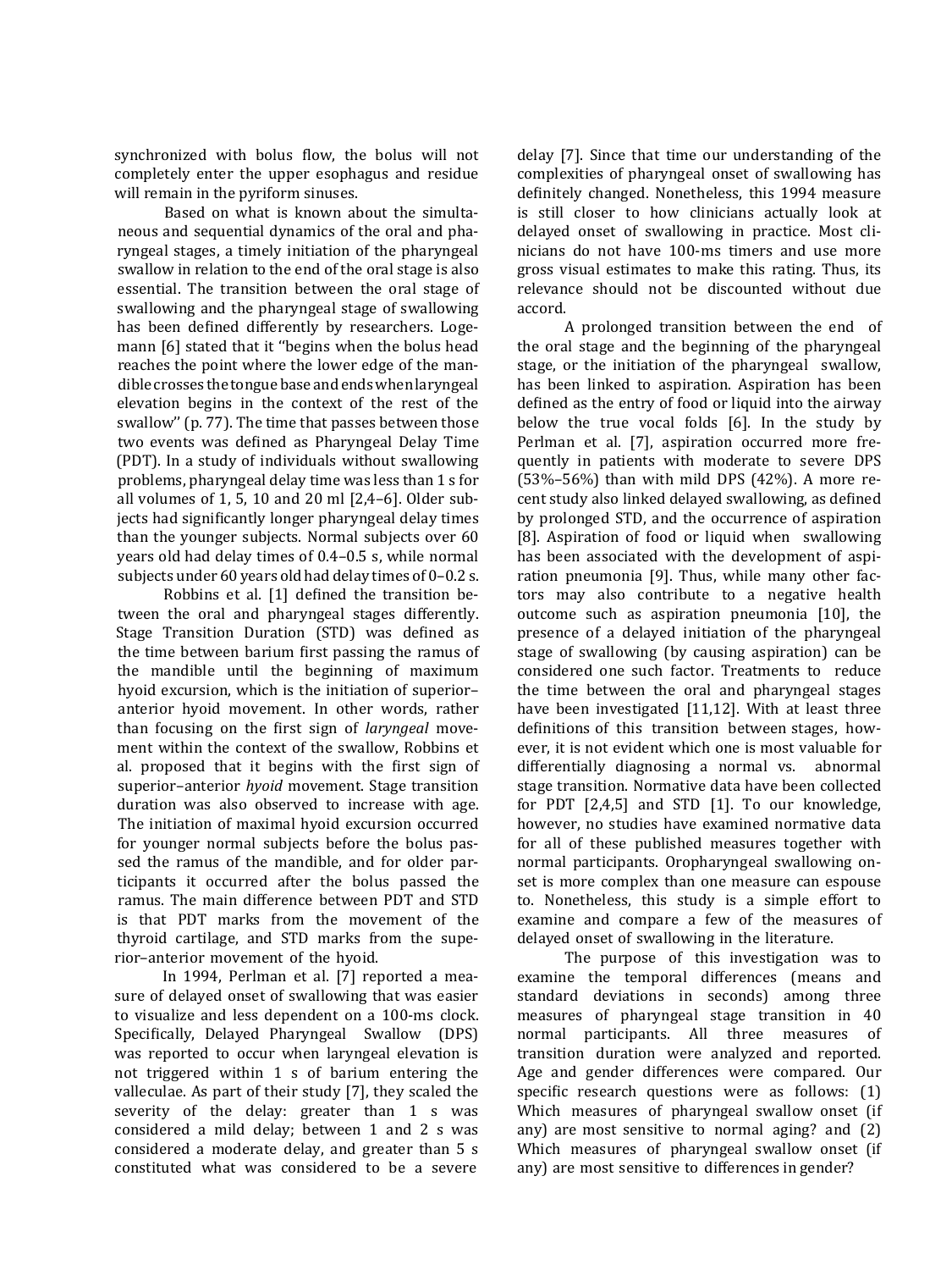synchronized with bolus flow, the bolus will not completely enter the upper esophagus and residue will remain in the pyriform sinuses.

Based on what is known about the simultaneous and sequential dynamics of the oral and pharyngeal stages, a timely initiation of the pharyngeal swallow in relation to the end of the oral stage is also essential. The transition between the oral stage of swallowing and the pharyngeal stage of swallowing has been defined differently by researchers. Logemann [6] stated that it ''begins when the bolus head reaches the point where the lower edge of the mandible crosses the tongue base and ends when laryngeal elevation begins in the context of the rest of the swallow'' (p. 77). The time that passes between those two events was defined as Pharyngeal Delay Time (PDT). In a study of individuals without swallowing problems, pharyngeal delay time was less than 1 s for all volumes of 1, 5, 10 and 20 ml [2,4–6]. Older subjects had significantly longer pharyngeal delay times than the younger subjects. Normal subjects over 60 years old had delay times of 0.4–0.5 s, while normal subjects under 60 years old had delay times of 0–0.2 s.

Robbins et al. [1] defined the transition between the oral and pharyngeal stages differently. Stage Transition Duration (STD) was defined as the time between barium first passing the ramus of the mandible until the beginning of maximum hyoid excursion, which is the initiation of superior–anterior hyoid movement. In other words, rather than focusing on the first sign of *laryngeal* movement within the context of the swallow, Robbins et al. proposed that it begins with the first sign of superior–anterior *hyoid* movement. Stage transition duration was also observed to increase with age. The initiation of maximal hyoid excursion occurred for younger normal subjects before the bolus passed the ramus of the mandible, and for older participants it occurred after the bolus passed the ramus. The main difference between PDT and STD is that PDT marks from the movement of the thyroid cartilage, and STD marks from the superior–anterior movement of the hyoid.

In 1994, Perlman et al. [7] reported a measure of delayed onset of swallowing that was easier to visualize and less dependent on a 100-ms clock. Specifically, Delayed Pharyngeal Swallow (DPS) was reported to occur when laryngeal elevation is not triggered within 1 s of barium entering the valleculae. As part of their study [7], they scaled the severity of the delay: greater than 1 s was considered a mild delay; between 1 and 2 s was considered a moderate delay, and greater than 5 s constituted what was considered to be a severe delay [7]. Since that time our understanding of the complexities of pharyngeal onset of swallowing has definitely changed. Nonetheless, this 1994 measure is still closer to how clinicians actually look at delayed onset of swallowing in practice. Most clinicians do not have 100-ms timers and use more gross visual estimates to make this rating. Thus, its relevance should not be discounted without due accord.

A prolonged transition between the end of the oral stage and the beginning of the pharyngeal stage, or the initiation of the pharyngeal swallow, has been linked to aspiration. Aspiration has been defined as the entry of food or liquid into the airway below the true vocal folds [6]. In the study by Perlman et al. [7], aspiration occurred more frequently in patients with moderate to severe DPS (53%–56%) than with mild DPS (42%). A more recent study also linked delayed swallowing, as defined by prolonged STD, and the occurrence of aspiration [8]. Aspiration of food or liquid when swallowing has been associated with the development of aspiration pneumonia [9]. Thus, while many other factors may also contribute to a negative health outcome such as aspiration pneumonia [10], the presence of a delayed initiation of the pharyngeal stage of swallowing (by causing aspiration) can be considered one such factor. Treatments to reduce the time between the oral and pharyngeal stages have been investigated [11,12]. With at least three definitions of this transition between stages, however, it is not evident which one is most valuable for differentially diagnosing a normal vs. abnormal stage transition. Normative data have been collected for PDT [2,4,5] and STD [1]. To our knowledge, however, no studies have examined normative data for all of these published measures together with normal participants. Oropharyngeal swallowing onset is more complex than one measure can espouse to. Nonetheless, this study is a simple effort to examine and compare a few of the measures of delayed onset of swallowing in the literature.

The purpose of this investigation was to examine the temporal differences (means and standard deviations in seconds) among three measures of pharyngeal stage transition in 40 normal participants. All three measures of transition duration were analyzed and reported. Age and gender differences were compared. Our specific research questions were as follows: (1) Which measures of pharyngeal swallow onset (if any) are most sensitive to normal aging? and (2) Which measures of pharyngeal swallow onset (if any) are most sensitive to differences in gender?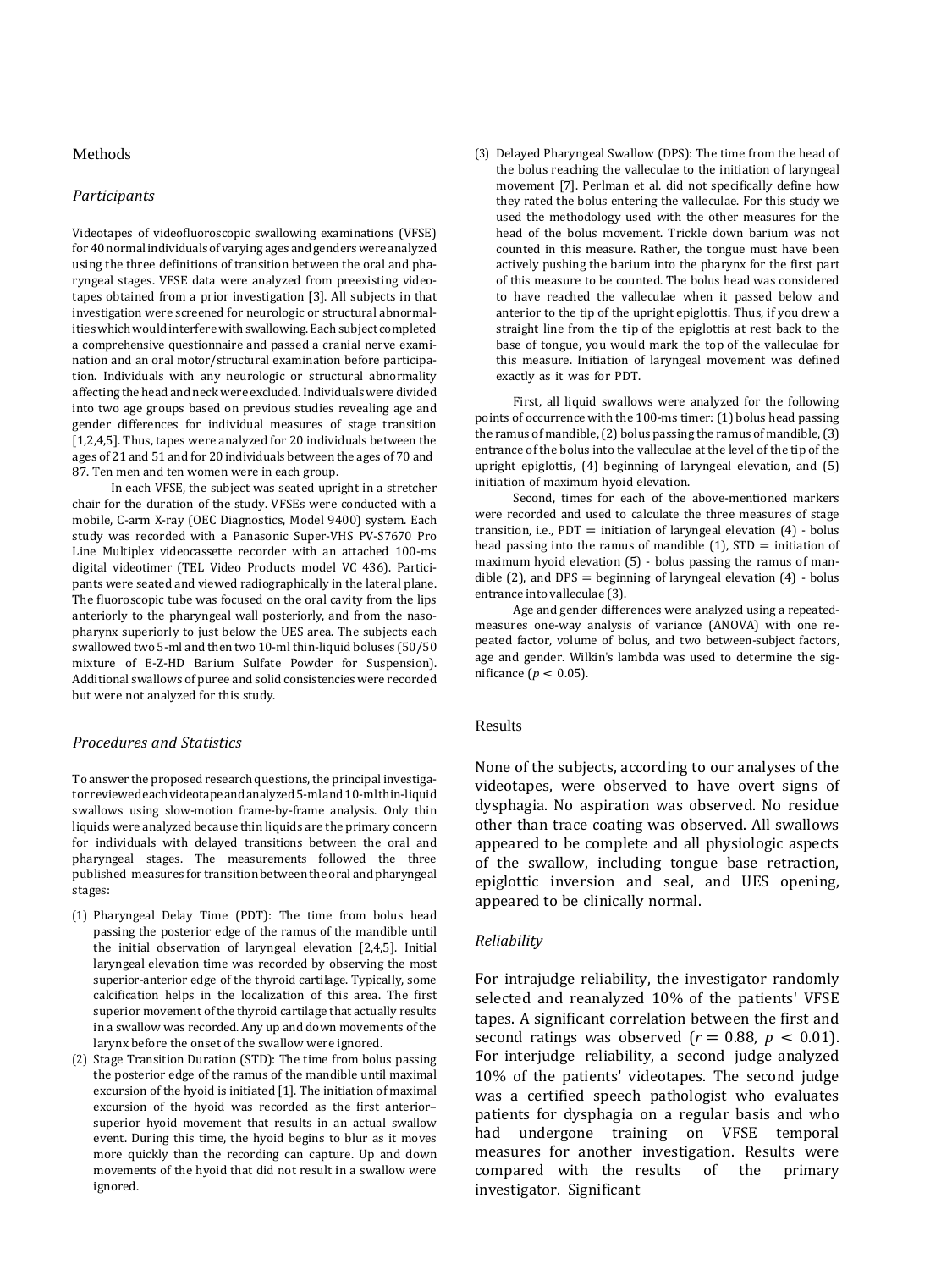## Methods

### *Participants*

Videotapes of videofluoroscopic swallowing examinations (VFSE) for 40 normal individuals of varying ages and genders were analyzed using the three definitions of transition between the oral and pharyngeal stages. VFSE data were analyzed from preexisting videotapes obtained from a prior investigation [3]. All subjects in that investigation were screened for neurologic or structural abnormalities which would interfere with swallowing. Each subject completed a comprehensive questionnaire and passed a cranial nerve examination and an oral motor/structural examination before participation. Individuals with any neurologic or structural abnormality affecting the head and neck were excluded. Individuals were divided into two age groups based on previous studies revealing age and gender differences for individual measures of stage transition [1,2,4,5]. Thus, tapes were analyzed for 20 individuals between the ages of 21 and 51 and for 20 individuals between the ages of 70 and 87. Ten men and ten women were in each group.

In each VFSE, the subject was seated upright in a stretcher chair for the duration of the study. VFSEs were conducted with a mobile, C-arm X-ray (OEC Diagnostics, Model 9400) system. Each study was recorded with a Panasonic Super-VHS PV-S7670 Pro Line Multiplex videocassette recorder with an attached 100-ms digital videotimer (TEL Video Products model VC 436). Participants were seated and viewed radiographically in the lateral plane. The fluoroscopic tube was focused on the oral cavity from the lips anteriorly to the pharyngeal wall posteriorly, and from the nasopharynx superiorly to just below the UES area. The subjects each swallowed two 5-ml and then two 10-ml thin-liquid boluses (50/50 mixture of E-Z-HD Barium Sulfate Powder for Suspension). Additional swallows of puree and solid consistencies were recorded but were not analyzed for this study.

### *Procedures and Statistics*

To answer the proposed research questions, the principal investigator reviewed each videotape and analyzed 5-ml and 10-ml thin-liquid swallows using slow-motion frame-by-frame analysis. Only thin liquids were analyzed because thin liquids are the primary concern for individuals with delayed transitions between the oral and pharyngeal stages. The measurements followed the three published measures for transition between the oral and pharyngeal stages:

(1) Pharyngeal Delay Time (PDT): The time from bolus head passing the posterior edge of the ramus of the mandible until the initial observation of laryngeal elevation [2,4,5]. Initial laryngeal elevation time was recorded by observing the most superior-anterior edge of the thyroid cartilage. Typically, some calcification helps in the localization of this area. The first superior movement of the thyroid cartilage that actually results in a swallow was recorded. Any up and down movements of the larynx before the onset of the swallow were ignored.
(2) Stage Transition Duration (STD): The time from bolus passing the posterior edge of the ramus of the mandible until maximal excursion of the hyoid is initiated [1]. The initiation of maximal excursion of the hyoid was recorded as the first anterior–superior hyoid movement that results in an actual swallow event. During this time, the hyoid begins to blur as it moves more quickly than the recording can capture. Up and down movements of the hyoid that did not result in a swallow were ignored.
(3) Delayed Pharyngeal Swallow (DPS): The time from the head of the bolus reaching the valleculae to the initiation of laryngeal movement [7]. Perlman et al. did not specifically define how they rated the bolus entering the valleculae. For this study we used the methodology used with the other measures for the head of the bolus movement. Trickle down barium was not counted in this measure. Rather, the tongue must have been actively pushing the barium into the pharynx for the first part of this measure to be counted. The bolus head was considered to have reached the valleculae when it passed below and anterior to the tip of the upright epiglottis. Thus, if you drew a straight line from the tip of the epiglottis at rest back to the base of tongue, you would mark the top of the valleculae for this measure. Initiation of laryngeal movement was defined exactly as it was for PDT.

First, all liquid swallows were analyzed for the following points of occurrence with the 100-ms timer: (1) bolus head passing the ramus of mandible, (2) bolus passing the ramus of mandible, (3) entrance of the bolus into the valleculae at the level of the tip of the upright epiglottis, (4) beginning of laryngeal elevation, and (5) initiation of maximum hyoid elevation.

Second, times for each of the above-mentioned markers were recorded and used to calculate the three measures of stage transition, i.e., PDT = initiation of laryngeal elevation (4) - bolus head passing into the ramus of mandible (1), STD = initiation of maximum hyoid elevation (5) - bolus passing the ramus of mandible (2), and DPS = beginning of laryngeal elevation (4) - bolus entrance into valleculae (3).

Age and gender differences were analyzed using a repeated-measures one-way analysis of variance (ANOVA) with one repeated factor, volume of bolus, and two between-subject factors, age and gender. Wilkin's lambda was used to determine the significance ($p < 0.05$).

## Results

None of the subjects, according to our analyses of the videotapes, were observed to have overt signs of dysphagia. No aspiration was observed. No residue other than trace coating was observed. All swallows appeared to be complete and all physiologic aspects of the swallow, including tongue base retraction, epiglottic inversion and seal, and UES opening, appeared to be clinically normal.

### *Reliability*

For intrajudge reliability, the investigator randomly selected and reanalyzed 10% of the patients' VFSE tapes. A significant correlation between the first and second ratings was observed ($r = 0.88$, $p < 0.01$). For interjudge reliability, a second judge analyzed 10% of the patients' videotapes. The second judge was a certified speech pathologist who evaluates patients for dysphagia on a regular basis and who had undergone training on VFSE temporal measures for another investigation. Results were compared with the results of the primary investigator. Significant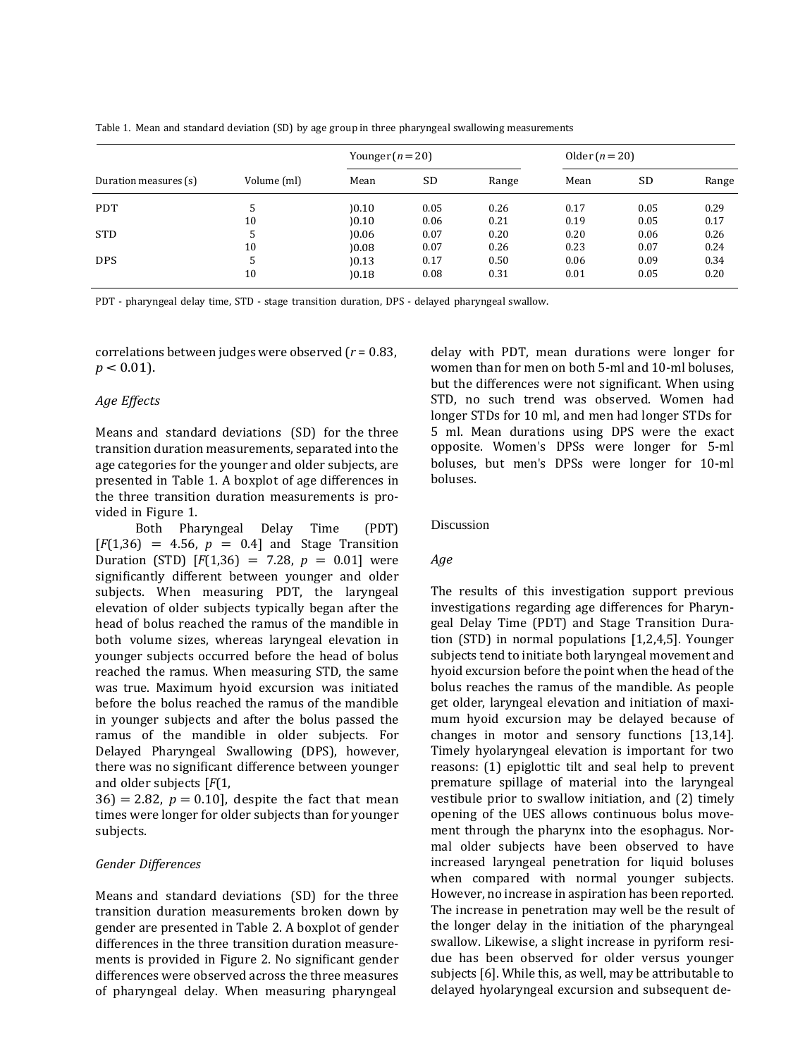Table 1. Mean and standard deviation (SD) by age group in three pharyngeal swallowing measurements

| | | Younger ($n = 20$) | | | Older ($n = 20$) | | |
|---|---|---|---|---|---|---|---|
| Duration measures (s) | Volume (ml) | Mean | SD | Range | Mean | SD | Range |
| PDT | 5 | )0.10 | 0.05 | 0.26 | 0.17 | 0.05 | 0.29 |
| | 10 | )0.10 | 0.06 | 0.21 | 0.19 | 0.05 | 0.17 |
| STD | 5 | )0.06 | 0.07 | 0.20 | 0.20 | 0.06 | 0.26 |
| | 10 | )0.08 | 0.07 | 0.26 | 0.23 | 0.07 | 0.24 |
| DPS | 5 | )0.13 | 0.17 | 0.50 | 0.06 | 0.09 | 0.34 |
| | 10 | )0.18 | 0.08 | 0.31 | 0.01 | 0.05 | 0.20 |

PDT - pharyngeal delay time, STD - stage transition duration, DPS - delayed pharyngeal swallow.

correlations between judges were observed ($r = 0.83$, $p < 0.01$).

### *Age Effects*

Means and standard deviations (SD) for the three transition duration measurements, separated into the age categories for the younger and older subjects, are presented in Table 1. A boxplot of age differences in the three transition duration measurements is provided in Figure 1.

Both Pharyngeal Delay Time (PDT) [$F(1,36) = 4.56$, $p = 0.4$] and Stage Transition Duration (STD) [$F(1,36) = 7.28$, $p = 0.01$] were significantly different between younger and older subjects. When measuring PDT, the laryngeal elevation of older subjects typically began after the head of bolus reached the ramus of the mandible in both volume sizes, whereas laryngeal elevation in younger subjects occurred before the head of bolus reached the ramus. When measuring STD, the same was true. Maximum hyoid excursion was initiated before the bolus reached the ramus of the mandible in younger subjects and after the bolus passed the ramus of the mandible in older subjects. For Delayed Pharyngeal Swallowing (DPS), however, there was no significant difference between younger and older subjects [$F(1, 36) = 2.82$, $p = 0.10$], despite the fact that mean times were longer for older subjects than for younger subjects.

### *Gender Differences*

Means and standard deviations (SD) for the three transition duration measurements broken down by gender are presented in Table 2. A boxplot of gender differences in the three transition duration measurements is provided in Figure 2. No significant gender differences were observed across the three measures of pharyngeal delay. When measuring pharyngeal delay with PDT, mean durations were longer for women than for men on both 5-ml and 10-ml boluses, but the differences were not significant. When using STD, no such trend was observed. Women had longer STDs for 10 ml, and men had longer STDs for 5 ml. Mean durations using DPS were the exact opposite. Women's DPSs were longer for 5-ml boluses, but men's DPSs were longer for 10-ml boluses.

## Discussion

### *Age*

The results of this investigation support previous investigations regarding age differences for Pharyngeal Delay Time (PDT) and Stage Transition Duration (STD) in normal populations [1,2,4,5]. Younger subjects tend to initiate both laryngeal movement and hyoid excursion before the point when the head of the bolus reaches the ramus of the mandible. As people get older, laryngeal elevation and initiation of maximum hyoid excursion may be delayed because of changes in motor and sensory functions [13,14]. Timely hyolaryngeal elevation is important for two reasons: (1) epiglottic tilt and seal help to prevent premature spillage of material into the laryngeal vestibule prior to swallow initiation, and (2) timely opening of the UES allows continuous bolus movement through the pharynx into the esophagus. Normal older subjects have been observed to have increased laryngeal penetration for liquid boluses when compared with normal younger subjects. However, no increase in aspiration has been reported. The increase in penetration may well be the result of the longer delay in the initiation of the pharyngeal swallow. Likewise, a slight increase in pyriform residue has been observed for older versus younger subjects [6]. While this, as well, may be attributable to delayed hyolaryngeal excursion and subsequent de-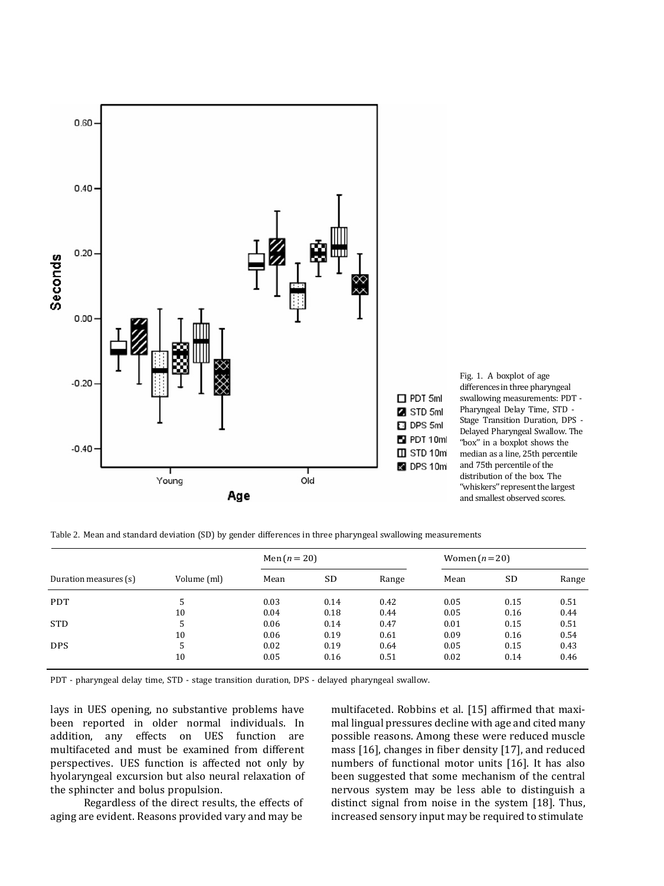Fig. 1. A boxplot of age differences in three pharyngeal swallowing measurements: PDT - Pharyngeal Delay Time, STD - Stage Transition Duration, DPS - Delayed Pharyngeal Swallow. The "box" in a boxplot shows the median as a line, 25th percentile and 75th percentile of the distribution of the box. The "whiskers" represent the largest and smallest observed scores.

Table 2. Mean and standard deviation (SD) by gender differences in three pharyngeal swallowing measurements

| Duration measures (s) | Volume (ml) | Men ($n = 20$) | | | Women ($n = 20$) | | |
|---|---|---|---|---|---|---|---|
| | | Mean | SD | Range | Mean | SD | Range |
| PDT | 5 | 0.03 | 0.14 | 0.42 | 0.05 | 0.15 | 0.51 |
| | 10 | 0.04 | 0.18 | 0.44 | 0.05 | 0.16 | 0.44 |
| STD | 5 | 0.06 | 0.14 | 0.47 | 0.01 | 0.15 | 0.51 |
| | 10 | 0.06 | 0.19 | 0.61 | 0.09 | 0.16 | 0.54 |
| DPS | 5 | 0.02 | 0.19 | 0.64 | 0.05 | 0.15 | 0.43 |
| | 10 | 0.05 | 0.16 | 0.51 | 0.02 | 0.14 | 0.46 |

PDT - pharyngeal delay time, STD - stage transition duration, DPS - delayed pharyngeal swallow.

lays in UES opening, no substantive problems have been reported in older normal individuals. In addition, any effects on UES function are multifaceted and must be examined from different perspectives. UES function is affected not only by hyolaryngeal excursion but also neural relaxation of the sphincter and bolus propulsion.

Regardless of the direct results, the effects of aging are evident. Reasons provided vary and may be multifaceted. Robbins et al. [15] affirmed that maximal lingual pressures decline with age and cited many possible reasons. Among these were reduced muscle mass [16], changes in fiber density [17], and reduced numbers of functional motor units [16]. It has also been suggested that some mechanism of the central nervous system may be less able to distinguish a distinct signal from noise in the system [18]. Thus, increased sensory input may be required to stimulate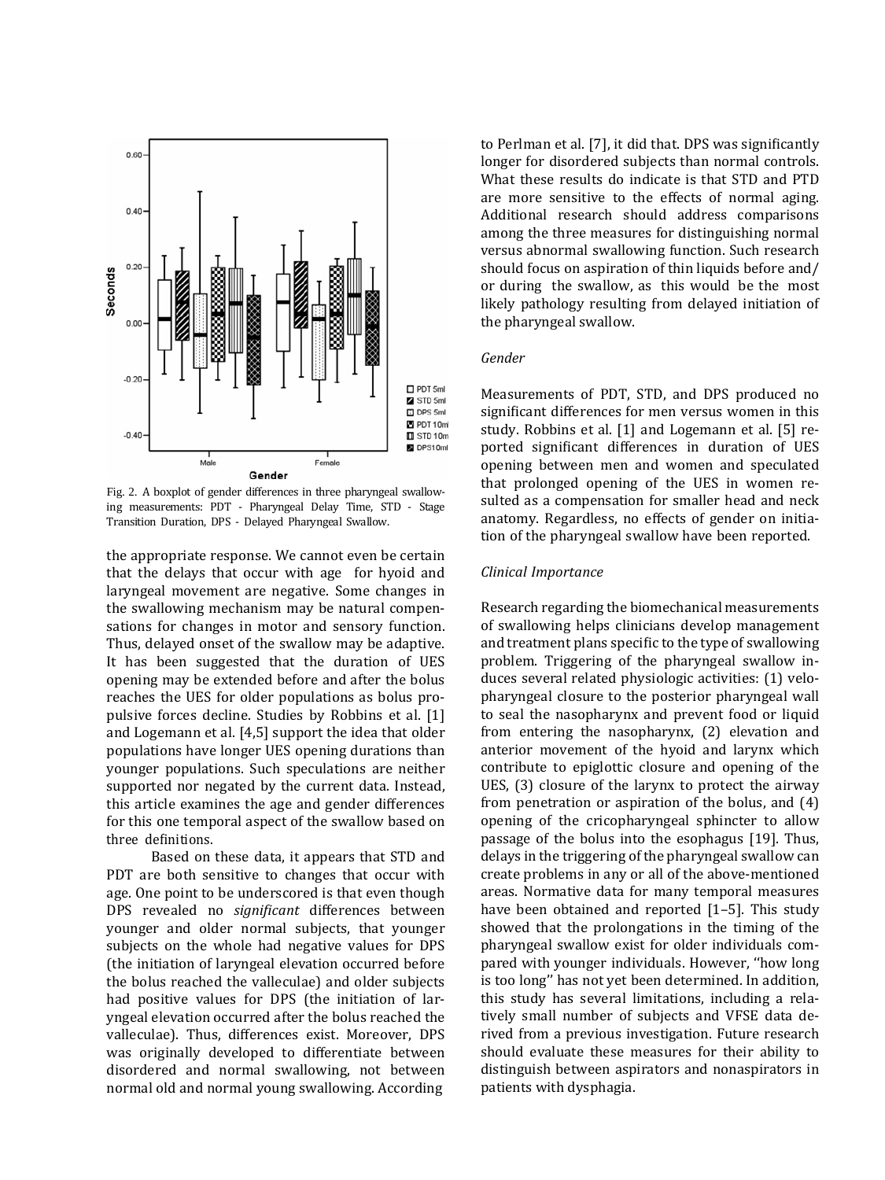Fig. 2. A boxplot of gender differences in three pharyngeal swallowing measurements: PDT - Pharyngeal Delay Time, STD - Stage Transition Duration, DPS - Delayed Pharyngeal Swallow.

the appropriate response. We cannot even be certain that the delays that occur with age for hyoid and laryngeal movement are negative. Some changes in the swallowing mechanism may be natural compensations for changes in motor and sensory function. Thus, delayed onset of the swallow may be adaptive. It has been suggested that the duration of UES opening may be extended before and after the bolus reaches the UES for older populations as bolus propulsive forces decline. Studies by Robbins et al. [1] and Logemann et al. [4,5] support the idea that older populations have longer UES opening durations than younger populations. Such speculations are neither supported nor negated by the current data. Instead, this article examines the age and gender differences for this one temporal aspect of the swallow based on three definitions.

Based on these data, it appears that STD and PDT are both sensitive to changes that occur with age. One point to be underscored is that even though DPS revealed no *significant* differences between younger and older normal subjects, that younger subjects on the whole had negative values for DPS (the initiation of laryngeal elevation occurred before the bolus reached the valleculae) and older subjects had positive values for DPS (the initiation of laryngeal elevation occurred after the bolus reached the valleculae). Thus, differences exist. Moreover, DPS was originally developed to differentiate between disordered and normal swallowing, not between normal old and normal young swallowing. According to Perlman et al. [7], it did that. DPS was significantly longer for disordered subjects than normal controls. What these results do indicate is that STD and PTD are more sensitive to the effects of normal aging. Additional research should address comparisons among the three measures for distinguishing normal versus abnormal swallowing function. Such research should focus on aspiration of thin liquids before and/or during the swallow, as this would be the most likely pathology resulting from delayed initiation of the pharyngeal swallow.

### *Gender*

Measurements of PDT, STD, and DPS produced no significant differences for men versus women in this study. Robbins et al. [1] and Logemann et al. [5] reported significant differences in duration of UES opening between men and women and speculated that prolonged opening of the UES in women resulted as a compensation for smaller head and neck anatomy. Regardless, no effects of gender on initiation of the pharyngeal swallow have been reported.

### *Clinical Importance*

Research regarding the biomechanical measurements of swallowing helps clinicians develop management and treatment plans specific to the type of swallowing problem. Triggering of the pharyngeal swallow induces several related physiologic activities: (1) velopharyngeal closure to the posterior pharyngeal wall to seal the nasopharynx and prevent food or liquid from entering the nasopharynx, (2) elevation and anterior movement of the hyoid and larynx which contribute to epiglottic closure and opening of the UES, (3) closure of the larynx to protect the airway from penetration or aspiration of the bolus, and (4) opening of the cricopharyngeal sphincter to allow passage of the bolus into the esophagus [19]. Thus, delays in the triggering of the pharyngeal swallow can create problems in any or all of the above-mentioned areas. Normative data for many temporal measures have been obtained and reported [1–5]. This study showed that the prolongations in the timing of the pharyngeal swallow exist for older individuals compared with younger individuals. However, ''how long is too long'' has not yet been determined. In addition, this study has several limitations, including a relatively small number of subjects and VFSE data derived from a previous investigation. Future research should evaluate these measures for their ability to distinguish between aspirators and nonaspirators in patients with dysphagia.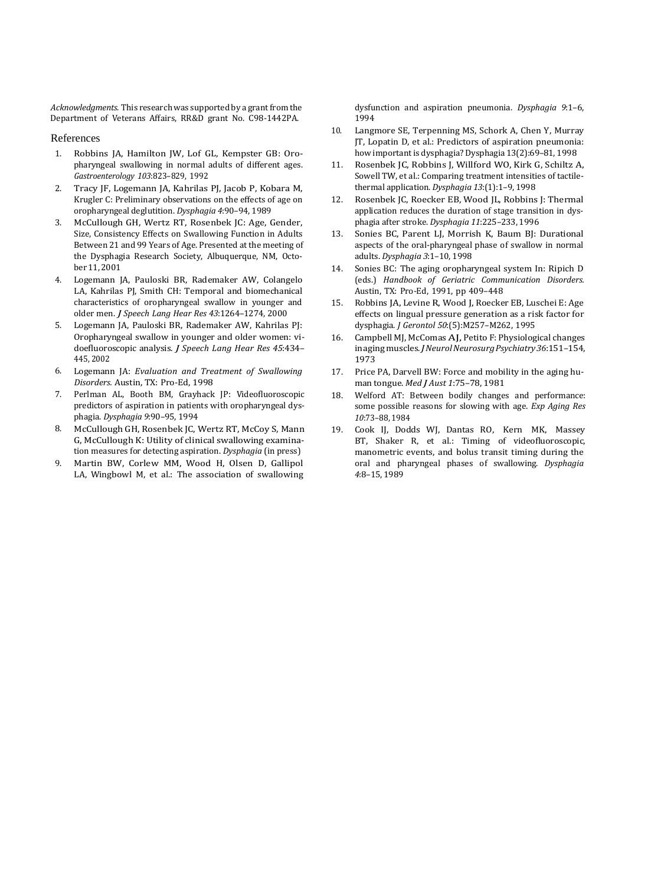*Acknowledgments.* This research was supported by a grant from the Department of Veterans Affairs, RR&D grant No. C98-1442PA.

## References

1. Robbins JA, Hamilton JW, Lof GL, Kempster GB: Oropharyngeal swallowing in normal adults of different ages. *Gastroenterology 103*:823–829, 1992
2. Tracy JF, Logemann JA, Kahrilas PJ, Jacob P, Kobara M, Krugler C: Preliminary observations on the effects of age on oropharyngeal deglutition. *Dysphagia 4*:90–94, 1989
3. McCullough GH, Wertz RT, Rosenbek JC: Age, Gender, Size, Consistency Effects on Swallowing Function in Adults Between 21 and 99 Years of Age. Presented at the meeting of the Dysphagia Research Society, Albuquerque, NM, October 11, 2001
4. Logemann JA, Pauloski BR, Rademaker AW, Colangelo LA, Kahrilas PJ, Smith CH: Temporal and biomechanical characteristics of oropharyngeal swallow in younger and older men. *J Speech Lang Hear Res 43*:1264–1274, 2000
5. Logemann JA, Pauloski BR, Rademaker AW, Kahrilas PJ: Oropharyngeal swallow in younger and older women: videofluoroscopic analysis. *J Speech Lang Hear Res 45*:434–445, 2002
6. Logemann JA: *Evaluation and Treatment of Swallowing Disorders.* Austin, TX: Pro-Ed, 1998
7. Perlman AL, Booth BM, Grayhack JP: Videofluoroscopic predictors of aspiration in patients with oropharyngeal dysphagia. *Dysphagia 9*:90–95, 1994
8. McCullough GH, Rosenbek JC, Wertz RT, McCoy S, Mann G, McCullough K: Utility of clinical swallowing examination measures for detecting aspiration. *Dysphagia* (in press)
9. Martin BW, Corlew MM, Wood H, Olsen D, Gallipol LA, Wingbowl M, et al.: The association of swallowing dysfunction and aspiration pneumonia. *Dysphagia 9*:1–6, 1994
10. Langmore SE, Terpenning MS, Schork A, Chen Y, Murray JT, Lopatin D, et al.: Predictors of aspiration pneumonia: how important is dysphagia? Dysphagia 13(2):69–81, 1998
11. Rosenbek JC, Robbins J, Willford WO, Kirk G, Schiltz A, Sowell TW, et al.: Comparing treatment intensities of tactile-thermal application. *Dysphagia 13*:(1):1–9, 1998
12. Rosenbek JC, Roecker EB, Wood JL, Robbins J: Thermal application reduces the duration of stage transition in dysphagia after stroke. *Dysphagia 11*:225–233, 1996
13. Sonies BC, Parent LJ, Morrish K, Baum BJ: Durational aspects of the oral-pharyngeal phase of swallow in normal adults. *Dysphagia 3*:1–10, 1998
14. Sonies BC: The aging oropharyngeal system In: Ripich D (eds.) *Handbook of Geriatric Communication Disorders.* Austin, TX: Pro-Ed, 1991, pp 409–448
15. Robbins JA, Levine R, Wood J, Roecker EB, Luschei E: Age effects on lingual pressure generation as a risk factor for dysphagia. *J Gerontol 50*:(5):M257–M262, 1995
16. Campbell MJ, McComas AJ, Petito F: Physiological changes in aging muscles. *J Neurol Neurosurg Psychiatry 36*:151–154, 1973
17. Price PA, Darvell BW: Force and mobility in the aging human tongue. *Med J Aust 1*:75–78, 1981
18. Welford AT: Between bodily changes and performance: some possible reasons for slowing with age. *Exp Aging Res 10*:73–88, 1984
19. Cook IJ, Dodds WJ, Dantas RO, Kern MK, Massey BT, Shaker R, et al.: Timing of videofluoroscopic, manometric events, and bolus transit timing during the oral and pharyngeal phases of swallowing. *Dysphagia 4*:8–15, 1989